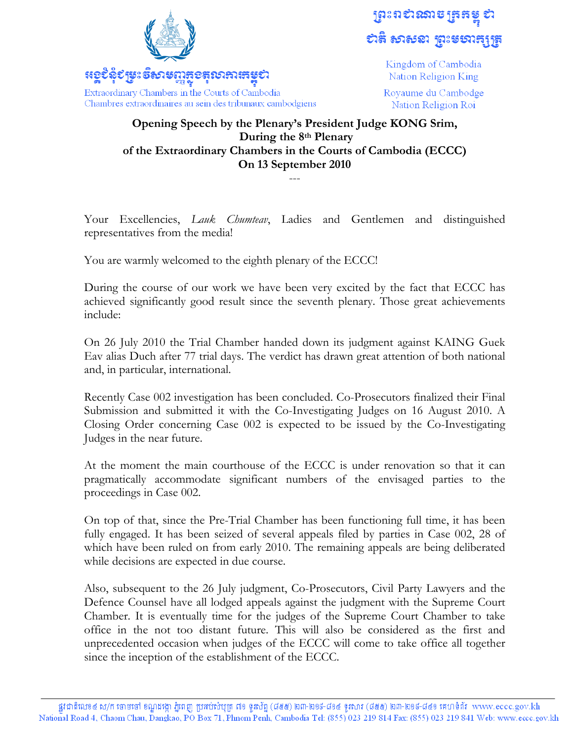អង្គជំនុំជម្រះវិសាមញ្ញក្នុងតុលាការកម្ពុជា

Extraordinary Chambers in the Courts of Cambodia
Chambres extraordinaires au sein des tribunaux cambodgiens

ព្រះរាជាណាចក្រកម្ពុជា
ជាតិ សាសនា ព្រះមហាក្សត្រ

Kingdom of Cambodia
Nation Religion King

Royaume du Cambodge
Nation Religion Roi

**Opening Speech by the Plenary's President Judge KONG Srim,**
**During the 8th Plenary**
**of the Extraordinary Chambers in the Courts of Cambodia (ECCC)**
**On 13 September 2010**

---

Your Excellencies, *Lauk Chumteav*, Ladies and Gentlemen and distinguished representatives from the media!

You are warmly welcomed to the eighth plenary of the ECCC!

During the course of our work we have been very excited by the fact that ECCC has achieved significantly good result since the seventh plenary. Those great achievements include:

On 26 July 2010 the Trial Chamber handed down its judgment against KAING Guek Eav alias Duch after 77 trial days. The verdict has drawn great attention of both national and, in particular, international.

Recently Case 002 investigation has been concluded. Co-Prosecutors finalized their Final Submission and submitted it with the Co-Investigating Judges on 16 August 2010. A Closing Order concerning Case 002 is expected to be issued by the Co-Investigating Judges in the near future.

At the moment the main courthouse of the ECCC is under renovation so that it can pragmatically accommodate significant numbers of the envisaged parties to the proceedings in Case 002.

On top of that, since the Pre-Trial Chamber has been functioning full time, it has been fully engaged. It has been seized of several appeals filed by parties in Case 002, 28 of which have been ruled on from early 2010. The remaining appeals are being deliberated while decisions are expected in due course.

Also, subsequent to the 26 July judgment, Co-Prosecutors, Civil Party Lawyers and the Defence Counsel have all lodged appeals against the judgment with the Supreme Court Chamber. It is eventually time for the judges of the Supreme Court Chamber to take office in the not too distant future. This will also be considered as the first and unprecedented occasion when judges of the ECCC will come to take office all together since the inception of the establishment of the ECCC.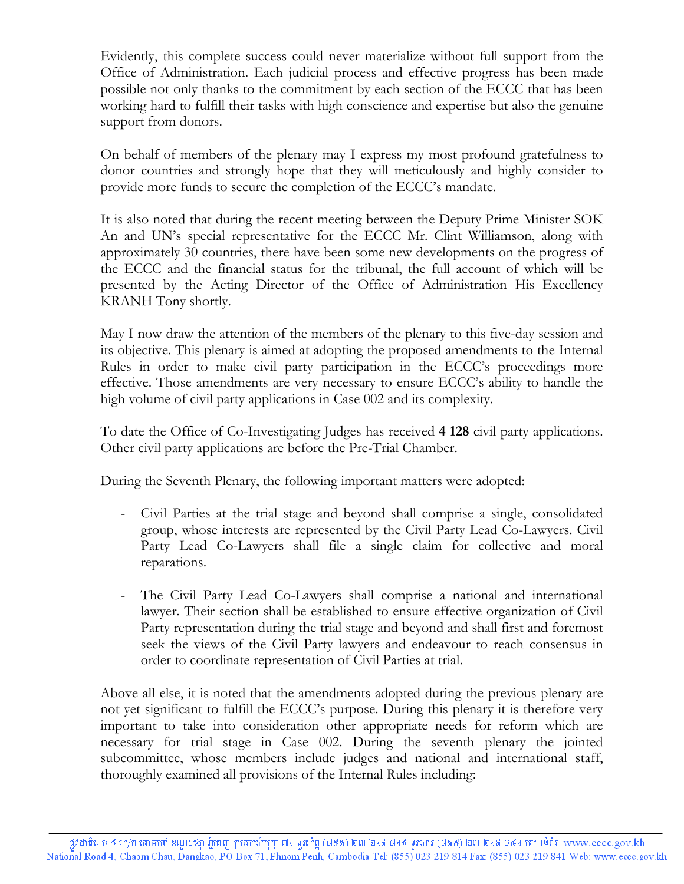Evidently, this complete success could never materialize without full support from the Office of Administration. Each judicial process and effective progress has been made possible not only thanks to the commitment by each section of the ECCC that has been working hard to fulfill their tasks with high conscience and expertise but also the genuine support from donors.

On behalf of members of the plenary may I express my most profound gratefulness to donor countries and strongly hope that they will meticulously and highly consider to provide more funds to secure the completion of the ECCC's mandate.

It is also noted that during the recent meeting between the Deputy Prime Minister SOK An and UN's special representative for the ECCC Mr. Clint Williamson, along with approximately 30 countries, there have been some new developments on the progress of the ECCC and the financial status for the tribunal, the full account of which will be presented by the Acting Director of the Office of Administration His Excellency KRANH Tony shortly.

May I now draw the attention of the members of the plenary to this five-day session and its objective. This plenary is aimed at adopting the proposed amendments to the Internal Rules in order to make civil party participation in the ECCC's proceedings more effective. Those amendments are very necessary to ensure ECCC's ability to handle the high volume of civil party applications in Case 002 and its complexity.

To date the Office of Co-Investigating Judges has received **4 128** civil party applications. Other civil party applications are before the Pre-Trial Chamber.

During the Seventh Plenary, the following important matters were adopted:

- Civil Parties at the trial stage and beyond shall comprise a single, consolidated group, whose interests are represented by the Civil Party Lead Co-Lawyers. Civil Party Lead Co-Lawyers shall file a single claim for collective and moral reparations.

- The Civil Party Lead Co-Lawyers shall comprise a national and international lawyer. Their section shall be established to ensure effective organization of Civil Party representation during the trial stage and beyond and shall first and foremost seek the views of the Civil Party lawyers and endeavour to reach consensus in order to coordinate representation of Civil Parties at trial.

Above all else, it is noted that the amendments adopted during the previous plenary are not yet significant to fulfill the ECCC's purpose. During this plenary it is therefore very important to take into consideration other appropriate needs for reform which are necessary for trial stage in Case 002. During the seventh plenary the jointed subcommittee, whose members include judges and national and international staff, thoroughly examined all provisions of the Internal Rules including: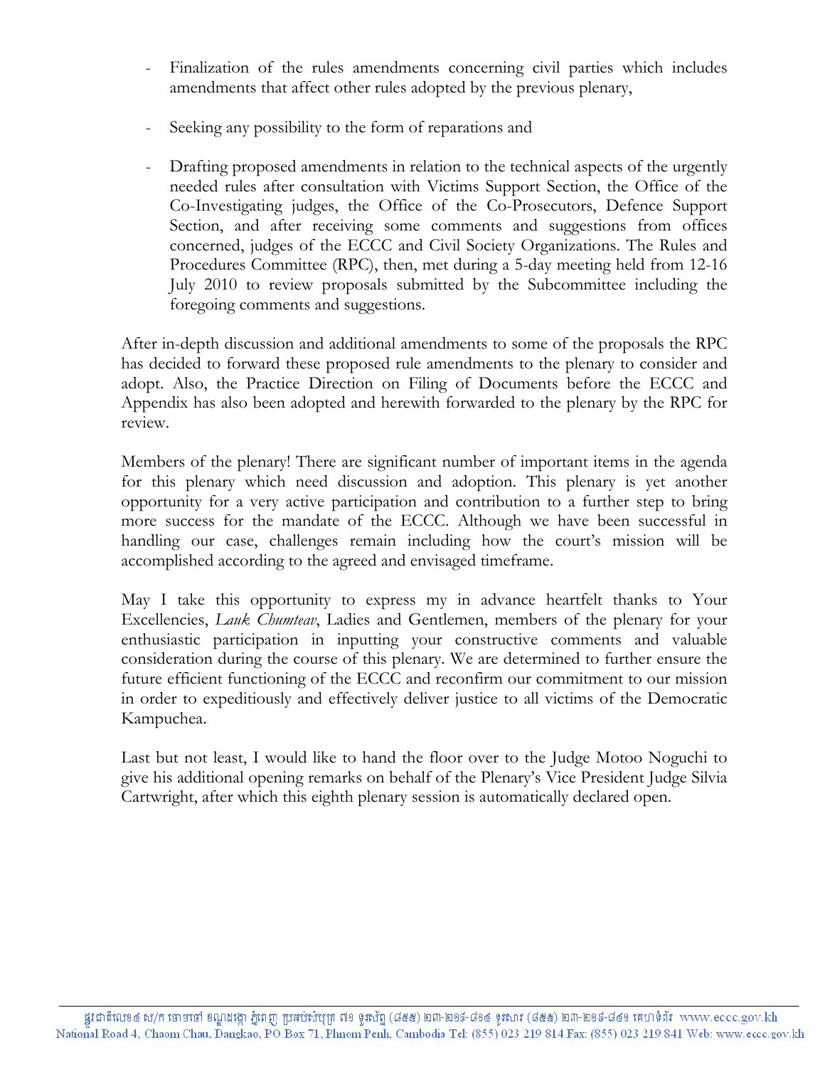- Finalization of the rules amendments concerning civil parties which includes amendments that affect other rules adopted by the previous plenary,

- Seeking any possibility to the form of reparations and

- Drafting proposed amendments in relation to the technical aspects of the urgently needed rules after consultation with Victims Support Section, the Office of the Co-Investigating judges, the Office of the Co-Prosecutors, Defence Support Section, and after receiving some comments and suggestions from offices concerned, judges of the ECCC and Civil Society Organizations. The Rules and Procedures Committee (RPC), then, met during a 5-day meeting held from 12-16 July 2010 to review proposals submitted by the Subcommittee including the foregoing comments and suggestions.

After in-depth discussion and additional amendments to some of the proposals the RPC has decided to forward these proposed rule amendments to the plenary to consider and adopt. Also, the Practice Direction on Filing of Documents before the ECCC and Appendix has also been adopted and herewith forwarded to the plenary by the RPC for review.

Members of the plenary! There are significant number of important items in the agenda for this plenary which need discussion and adoption. This plenary is yet another opportunity for a very active participation and contribution to a further step to bring more success for the mandate of the ECCC. Although we have been successful in handling our case, challenges remain including how the court's mission will be accomplished according to the agreed and envisaged timeframe.

May I take this opportunity to express my in advance heartfelt thanks to Your Excellencies, *Lauk Chumteav*, Ladies and Gentlemen, members of the plenary for your enthusiastic participation in inputting your constructive comments and valuable consideration during the course of this plenary. We are determined to further ensure the future efficient functioning of the ECCC and reconfirm our commitment to our mission in order to expeditiously and effectively deliver justice to all victims of the Democratic Kampuchea.

Last but not least, I would like to hand the floor over to the Judge Motoo Noguchi to give his additional opening remarks on behalf of the Plenary's Vice President Judge Silvia Cartwright, after which this eighth plenary session is automatically declared open.